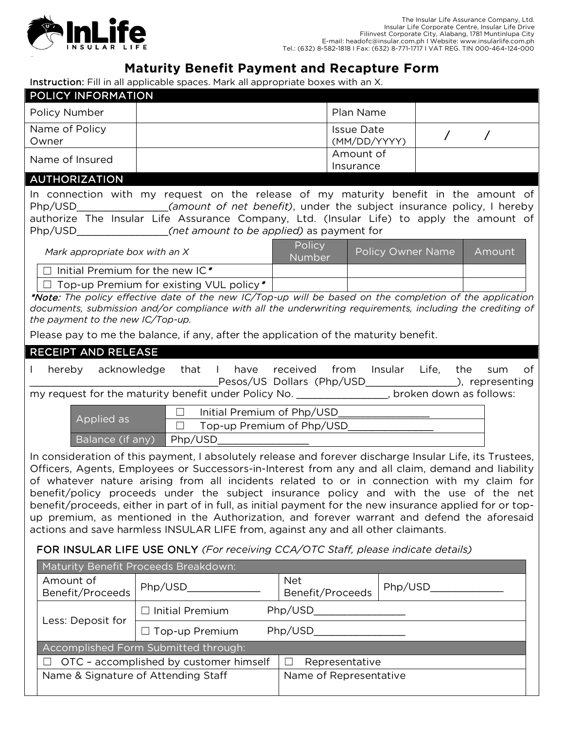InLife INSULAR LIFE

The Insular Life Assurance Company, Ltd.
Insular Life Corporate Centre, Insular Life Drive
Filinvest Corporate City, Alabang, 1781 Muntinlupa City
E-mail: headofc@insular.com.ph I Website: www.insularlife.com.ph
Tel.: (632) 8-582-1818 I Fax: (632) 8-771-1717 I VAT REG. TIN 000-464-124-000

# Maturity Benefit Payment and Recapture Form

**Instruction:** Fill in all applicable spaces. Mark all appropriate boxes with an X.

## POLICY INFORMATION

| | | | |
|---|---|---|---|
| Policy Number | | Plan Name | |
| Name of Policy Owner | | Issue Date (MM/DD/YYYY) | / / |
| Name of Insured | | Amount of Insurance | |

## AUTHORIZATION

In connection with my request on the release of my maturity benefit in the amount of Php/USD_______________*(amount of net benefit)*, under the subject insurance policy, I hereby authorize The Insular Life Assurance Company, Ltd. (Insular Life) to apply the amount of Php/USD_______________*(net amount to be applied)* as payment for

| *Mark appropriate box with an X* | Policy Number | Policy Owner Name | Amount |
|---|---|---|---|
| ☐ Initial Premium for the new IC* | | | |
| ☐ Top-up Premium for existing VUL policy* | | | |

****Note:*** *The policy effective date of the new IC/Top-up will be based on the completion of the application documents, submission and/or compliance with all the underwriting requirements, including the crediting of the payment to the new IC/Top-up.*

Please pay to me the balance, if any, after the application of the maturity benefit.

## RECEIPT AND RELEASE

I hereby acknowledge that I have received from Insular Life, the sum of ______________________________Pesos/US Dollars (Php/USD_______________), representing my request for the maturity benefit under Policy No. _______________, broken down as follows:

| | |
|---|---|
| Applied as | ☐ Initial Premium of Php/USD_______________ |
| | ☐ Top-up Premium of Php/USD_______________ |
| Balance (if any) | Php/USD_______________ |

In consideration of this payment, I absolutely release and forever discharge Insular Life, its Trustees, Officers, Agents, Employees or Successors-in-Interest from any and all claim, demand and liability of whatever nature arising from all incidents related to or in connection with my claim for benefit/policy proceeds under the subject insurance policy and with the use of the net benefit/proceeds, either in part of in full, as initial payment for the new insurance applied for or top-up premium, as mentioned in the Authorization, and forever warrant and defend the aforesaid actions and save harmless INSULAR LIFE from, against any and all other claimants.

### FOR INSULAR LIFE USE ONLY *(For receiving CCA/OTC Staff, please indicate details)*

| Maturity Benefit Proceeds Breakdown: | | | |
|---|---|---|---|
| Amount of Benefit/Proceeds | Php/USD____________ | Net Benefit/Proceeds | Php/USD____________ |
| Less: Deposit for | ☐ Initial Premium | Php/USD_______________ | |
| | ☐ Top-up Premium | Php/USD_______________ | |

| Accomplished Form Submitted through: | |
|---|---|
| ☐ OTC – accomplished by customer himself | ☐ Representative |
| Name & Signature of Attending Staff | Name of Representative |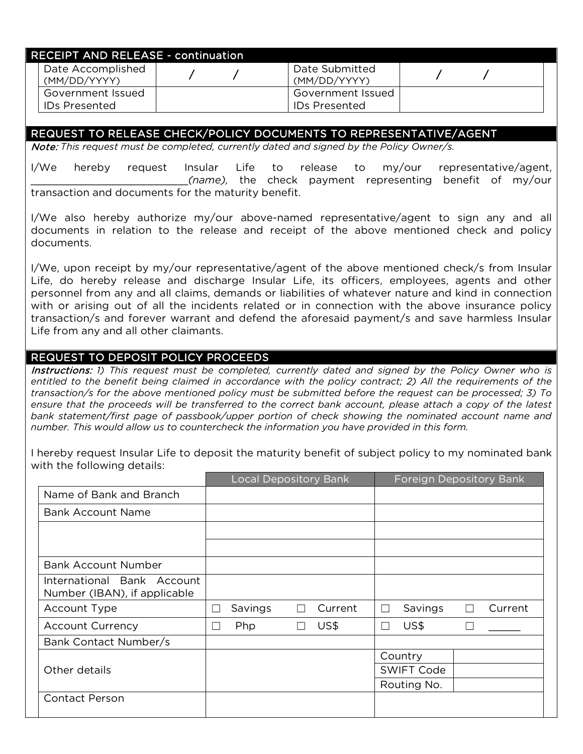## RECEIPT AND RELEASE - continuation

| Date Accomplished (MM/DD/YYYY) | / / | Date Submitted (MM/DD/YYYY) | / / |
|---|---|---|---|
| Government Issued IDs Presented | | Government Issued IDs Presented | |

## REQUEST TO RELEASE CHECK/POLICY DOCUMENTS TO REPRESENTATIVE/AGENT

***Note:*** *This request must be completed, currently dated and signed by the Policy Owner/s.*

I/We hereby request Insular Life to release to my/our representative/agent, ___________________________*(name),* the check payment representing benefit of my/our transaction and documents for the maturity benefit.

I/We also hereby authorize my/our above-named representative/agent to sign any and all documents in relation to the release and receipt of the above mentioned check and policy documents.

I/We, upon receipt by my/our representative/agent of the above mentioned check/s from Insular Life, do hereby release and discharge Insular Life, its officers, employees, agents and other personnel from any and all claims, demands or liabilities of whatever nature and kind in connection with or arising out of all the incidents related or in connection with the above insurance policy transaction/s and forever warrant and defend the aforesaid payment/s and save harmless Insular Life from any and all other claimants.

## REQUEST TO DEPOSIT POLICY PROCEEDS

***Instructions:*** *1) This request must be completed, currently dated and signed by the Policy Owner who is entitled to the benefit being claimed in accordance with the policy contract; 2) All the requirements of the transaction/s for the above mentioned policy must be submitted before the request can be processed; 3) To ensure that the proceeds will be transferred to the correct bank account, please attach a copy of the latest bank statement/first page of passbook/upper portion of check showing the nominated account name and number. This would allow us to countercheck the information you have provided in this form.*

I hereby request Insular Life to deposit the maturity benefit of subject policy to my nominated bank with the following details:

| | Local Depository Bank | Foreign Depository Bank |
|---|---|---|
| Name of Bank and Branch | | |
| Bank Account Name | | |
| | | |
| | | |
| Bank Account Number | | |
| International Bank Account Number (IBAN), if applicable | | |
| Account Type | ☐ Savings ☐ Current | ☐ Savings ☐ Current |
| Account Currency | ☐ Php ☐ US$ | ☐ US$ ☐ ______ |
| Bank Contact Number/s | | |
| Other details | | Country: <br> SWIFT Code: <br> Routing No.: |
| Contact Person | | |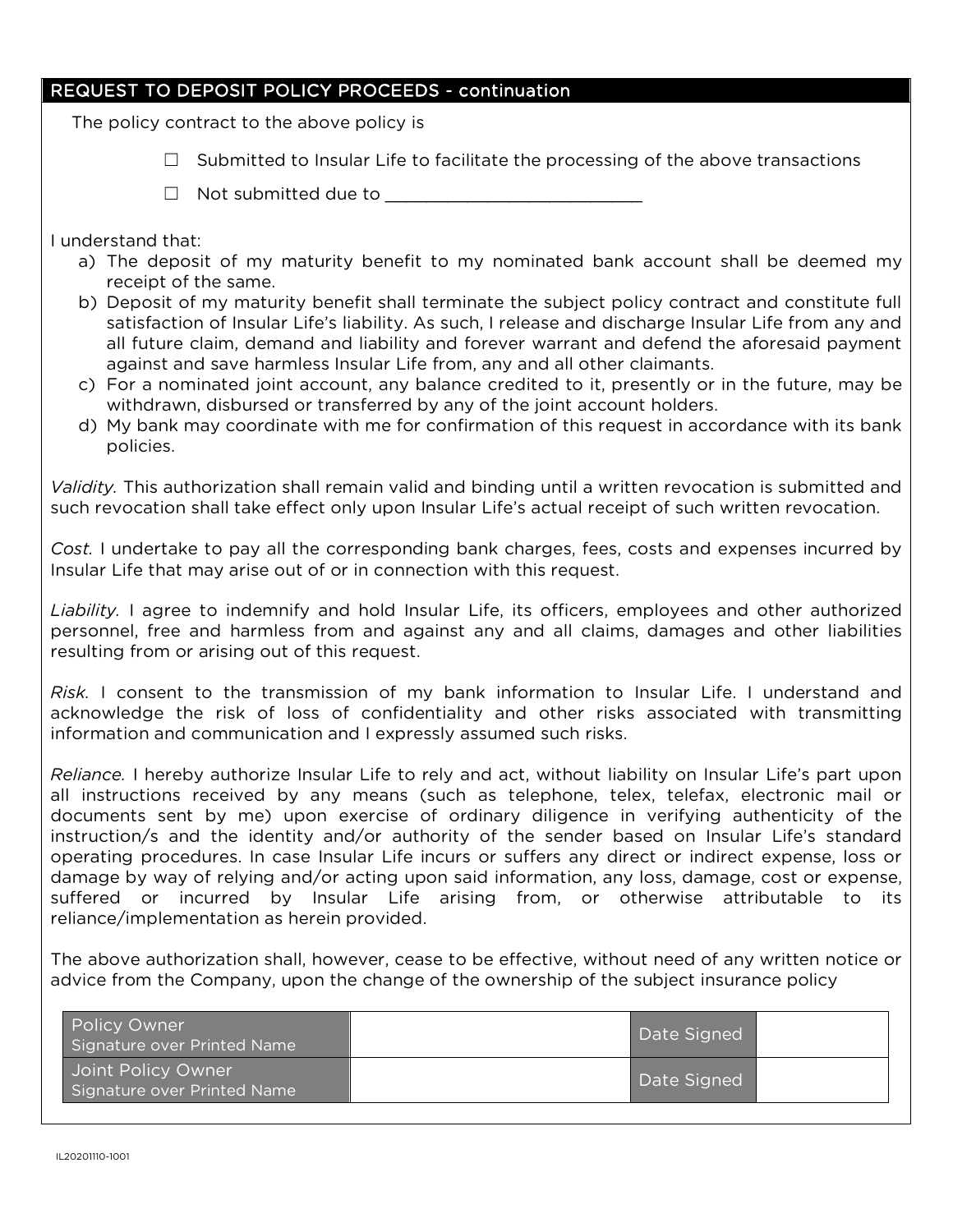## REQUEST TO DEPOSIT POLICY PROCEEDS - continuation

The policy contract to the above policy is

☐ Submitted to Insular Life to facilitate the processing of the above transactions

☐ Not submitted due to ___________________________

I understand that:

a) The deposit of my maturity benefit to my nominated bank account shall be deemed my receipt of the same.
b) Deposit of my maturity benefit shall terminate the subject policy contract and constitute full satisfaction of Insular Life's liability. As such, I release and discharge Insular Life from any and all future claim, demand and liability and forever warrant and defend the aforesaid payment against and save harmless Insular Life from, any and all other claimants.
c) For a nominated joint account, any balance credited to it, presently or in the future, may be withdrawn, disbursed or transferred by any of the joint account holders.
d) My bank may coordinate with me for confirmation of this request in accordance with its bank policies.

*Validity.* This authorization shall remain valid and binding until a written revocation is submitted and such revocation shall take effect only upon Insular Life's actual receipt of such written revocation.

*Cost.* I undertake to pay all the corresponding bank charges, fees, costs and expenses incurred by Insular Life that may arise out of or in connection with this request.

*Liability.* I agree to indemnify and hold Insular Life, its officers, employees and other authorized personnel, free and harmless from and against any and all claims, damages and other liabilities resulting from or arising out of this request.

*Risk.* I consent to the transmission of my bank information to Insular Life. I understand and acknowledge the risk of loss of confidentiality and other risks associated with transmitting information and communication and I expressly assumed such risks.

*Reliance.* I hereby authorize Insular Life to rely and act, without liability on Insular Life's part upon all instructions received by any means (such as telephone, telex, telefax, electronic mail or documents sent by me) upon exercise of ordinary diligence in verifying authenticity of the instruction/s and the identity and/or authority of the sender based on Insular Life's standard operating procedures. In case Insular Life incurs or suffers any direct or indirect expense, loss or damage by way of relying and/or acting upon said information, any loss, damage, cost or expense, suffered or incurred by Insular Life arising from, or otherwise attributable to its reliance/implementation as herein provided.

The above authorization shall, however, cease to be effective, without need of any written notice or advice from the Company, upon the change of the ownership of the subject insurance policy

| | | | |
|---|---|---|---|
| Policy Owner<br>Signature over Printed Name | | Date Signed | |
| Joint Policy Owner<br>Signature over Printed Name | | Date Signed | |

IL20201110-1001